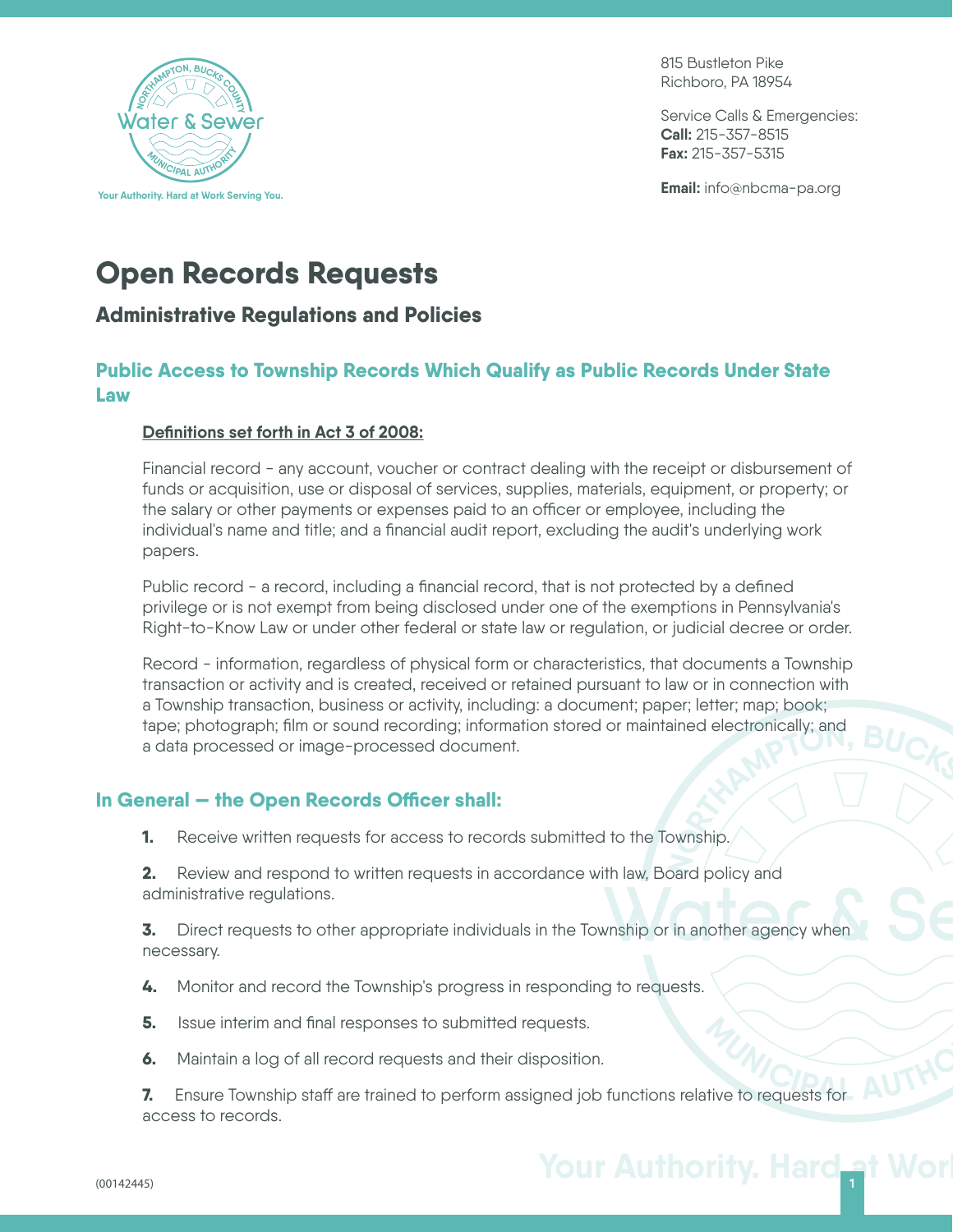815 Bustleton Pike
Richboro, PA 18954

Service Calls & Emergencies:
**Call:** 215-357-8515
**Fax:** 215-357-5315

**Email:** info@nbcma-pa.org

# Open Records Requests

## Administrative Regulations and Policies

### Public Access to Township Records Which Qualify as Public Records Under State Law

**Definitions set forth in Act 3 of 2008:**

Financial record - any account, voucher or contract dealing with the receipt or disbursement of funds or acquisition, use or disposal of services, supplies, materials, equipment, or property; or the salary or other payments or expenses paid to an officer or employee, including the individual's name and title; and a financial audit report, excluding the audit's underlying work papers.

Public record - a record, including a financial record, that is not protected by a defined privilege or is not exempt from being disclosed under one of the exemptions in Pennsylvania's Right-to-Know Law or under other federal or state law or regulation, or judicial decree or order.

Record - information, regardless of physical form or characteristics, that documents a Township transaction or activity and is created, received or retained pursuant to law or in connection with a Township transaction, business or activity, including: a document; paper; letter; map; book; tape; photograph; film or sound recording; information stored or maintained electronically; and a data processed or image-processed document.

### In General — the Open Records Officer shall:

**1.** Receive written requests for access to records submitted to the Township.

**2.** Review and respond to written requests in accordance with law, Board policy and administrative regulations.

**3.** Direct requests to other appropriate individuals in the Township or in another agency when necessary.

**4.** Monitor and record the Township's progress in responding to requests.

**5.** Issue interim and final responses to submitted requests.

**6.** Maintain a log of all record requests and their disposition.

**7.** Ensure Township staff are trained to perform assigned job functions relative to requests for access to records.

(00142445)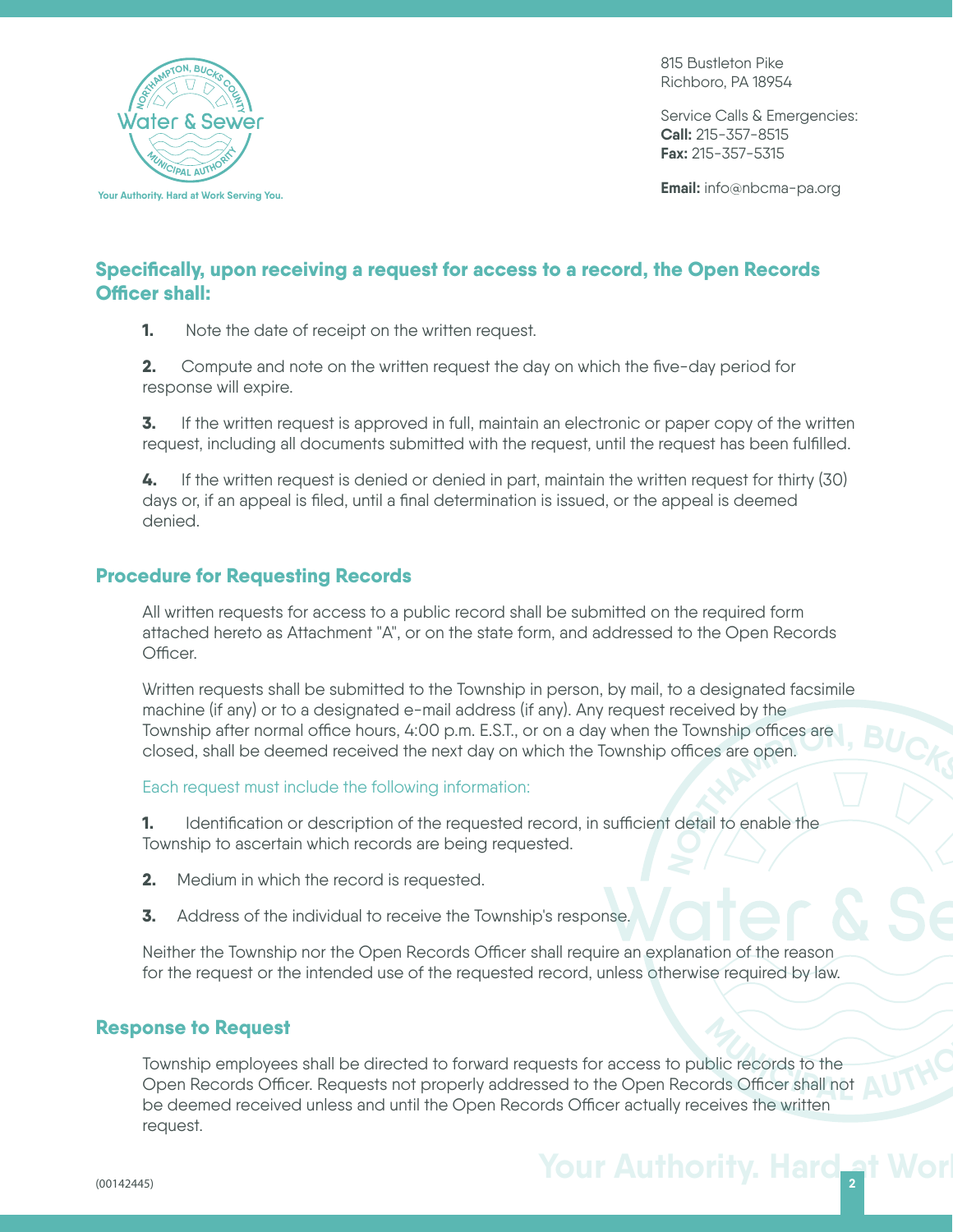## Specifically, upon receiving a request for access to a record, the Open Records Officer shall:

**1.** Note the date of receipt on the written request.

**2.** Compute and note on the written request the day on which the five-day period for response will expire.

**3.** If the written request is approved in full, maintain an electronic or paper copy of the written request, including all documents submitted with the request, until the request has been fulfilled.

**4.** If the written request is denied or denied in part, maintain the written request for thirty (30) days or, if an appeal is filed, until a final determination is issued, or the appeal is deemed denied.

## Procedure for Requesting Records

All written requests for access to a public record shall be submitted on the required form attached hereto as Attachment "A", or on the state form, and addressed to the Open Records Officer.

Written requests shall be submitted to the Township in person, by mail, to a designated facsimile machine (if any) or to a designated e-mail address (if any). Any request received by the Township after normal office hours, 4:00 p.m. E.S.T., or on a day when the Township offices are closed, shall be deemed received the next day on which the Township offices are open.

Each request must include the following information:

**1.** Identification or description of the requested record, in sufficient detail to enable the Township to ascertain which records are being requested.

**2.** Medium in which the record is requested.

**3.** Address of the individual to receive the Township's response.

Neither the Township nor the Open Records Officer shall require an explanation of the reason for the request or the intended use of the requested record, unless otherwise required by law.

## Response to Request

Township employees shall be directed to forward requests for access to public records to the Open Records Officer. Requests not properly addressed to the Open Records Officer shall not be deemed received unless and until the Open Records Officer actually receives the written request.

(00142445)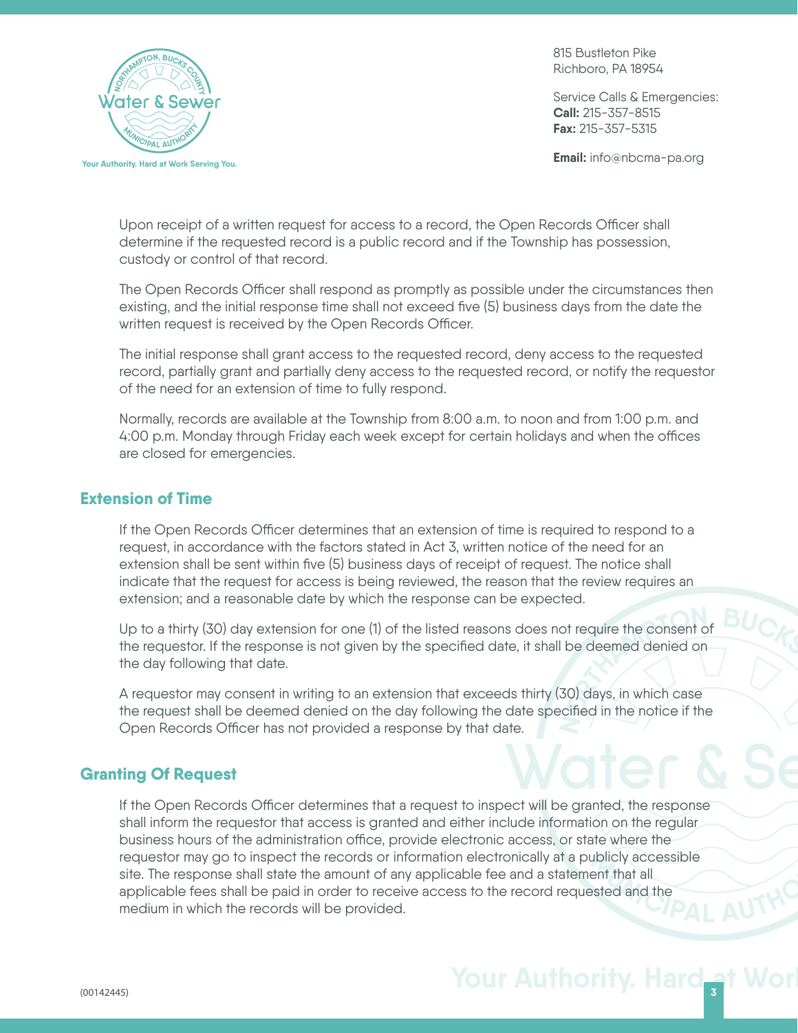Upon receipt of a written request for access to a record, the Open Records Officer shall determine if the requested record is a public record and if the Township has possession, custody or control of that record.

The Open Records Officer shall respond as promptly as possible under the circumstances then existing, and the initial response time shall not exceed five (5) business days from the date the written request is received by the Open Records Officer.

The initial response shall grant access to the requested record, deny access to the requested record, partially grant and partially deny access to the requested record, or notify the requestor of the need for an extension of time to fully respond.

Normally, records are available at the Township from 8:00 a.m. to noon and from 1:00 p.m. and 4:00 p.m. Monday through Friday each week except for certain holidays and when the offices are closed for emergencies.

## Extension of Time

If the Open Records Officer determines that an extension of time is required to respond to a request, in accordance with the factors stated in Act 3, written notice of the need for an extension shall be sent within five (5) business days of receipt of request. The notice shall indicate that the request for access is being reviewed, the reason that the review requires an extension; and a reasonable date by which the response can be expected.

Up to a thirty (30) day extension for one (1) of the listed reasons does not require the consent of the requestor. If the response is not given by the specified date, it shall be deemed denied on the day following that date.

A requestor may consent in writing to an extension that exceeds thirty (30) days, in which case the request shall be deemed denied on the day following the date specified in the notice if the Open Records Officer has not provided a response by that date.

## Granting Of Request

If the Open Records Officer determines that a request to inspect will be granted, the response shall inform the requestor that access is granted and either include information on the regular business hours of the administration office, provide electronic access, or state where the requestor may go to inspect the records or information electronically at a publicly accessible site. The response shall state the amount of any applicable fee and a statement that all applicable fees shall be paid in order to receive access to the record requested and the medium in which the records will be provided.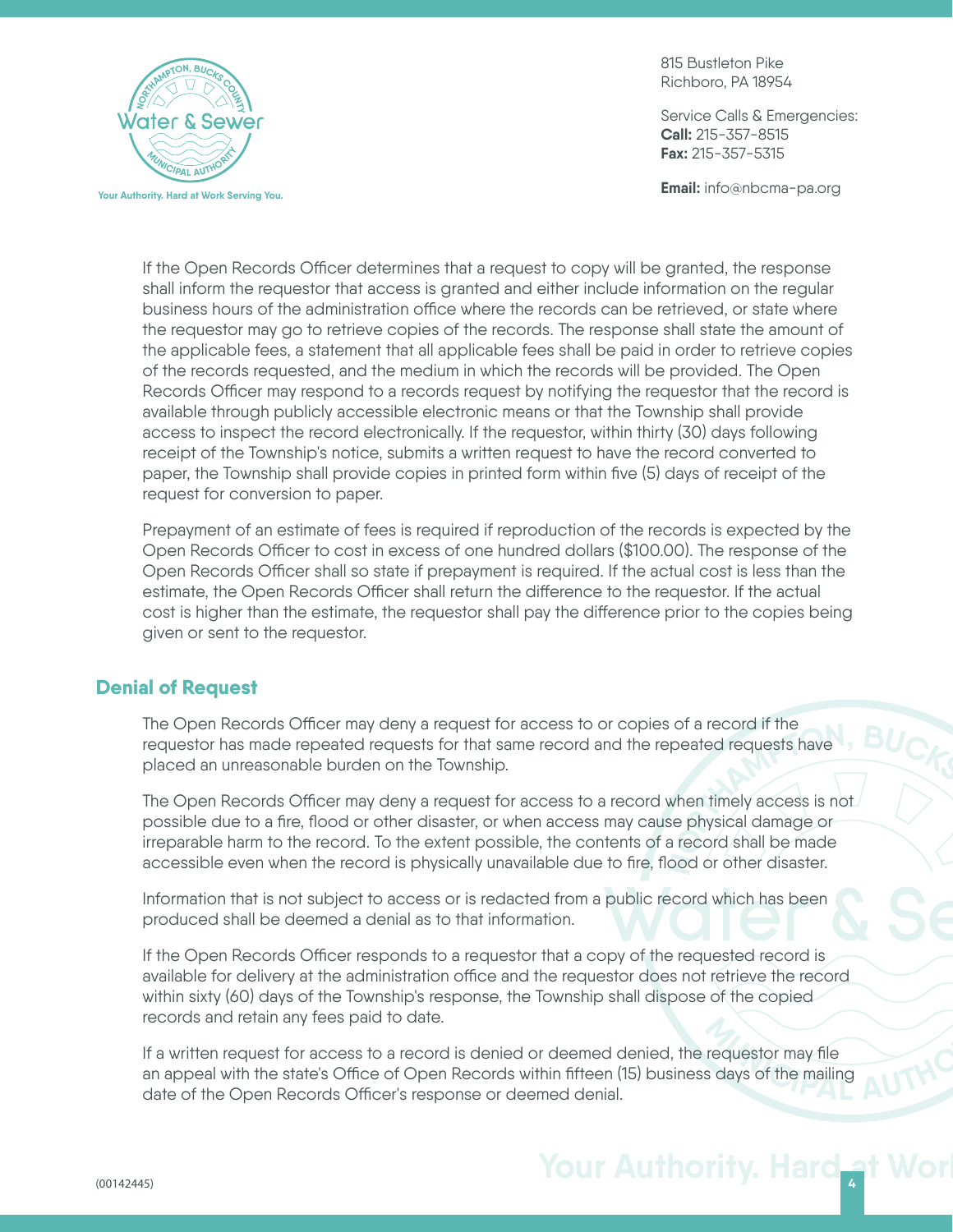If the Open Records Officer determines that a request to copy will be granted, the response shall inform the requestor that access is granted and either include information on the regular business hours of the administration office where the records can be retrieved, or state where the requestor may go to retrieve copies of the records. The response shall state the amount of the applicable fees, a statement that all applicable fees shall be paid in order to retrieve copies of the records requested, and the medium in which the records will be provided. The Open Records Officer may respond to a records request by notifying the requestor that the record is available through publicly accessible electronic means or that the Township shall provide access to inspect the record electronically. If the requestor, within thirty (30) days following receipt of the Township's notice, submits a written request to have the record converted to paper, the Township shall provide copies in printed form within five (5) days of receipt of the request for conversion to paper.

Prepayment of an estimate of fees is required if reproduction of the records is expected by the Open Records Officer to cost in excess of one hundred dollars ($100.00). The response of the Open Records Officer shall so state if prepayment is required. If the actual cost is less than the estimate, the Open Records Officer shall return the difference to the requestor. If the actual cost is higher than the estimate, the requestor shall pay the difference prior to the copies being given or sent to the requestor.

## Denial of Request

The Open Records Officer may deny a request for access to or copies of a record if the requestor has made repeated requests for that same record and the repeated requests have placed an unreasonable burden on the Township.

The Open Records Officer may deny a request for access to a record when timely access is not possible due to a fire, flood or other disaster, or when access may cause physical damage or irreparable harm to the record. To the extent possible, the contents of a record shall be made accessible even when the record is physically unavailable due to fire, flood or other disaster.

Information that is not subject to access or is redacted from a public record which has been produced shall be deemed a denial as to that information.

If the Open Records Officer responds to a requestor that a copy of the requested record is available for delivery at the administration office and the requestor does not retrieve the record within sixty (60) days of the Township's response, the Township shall dispose of the copied records and retain any fees paid to date.

If a written request for access to a record is denied or deemed denied, the requestor may file an appeal with the state's Office of Open Records within fifteen (15) business days of the mailing date of the Open Records Officer's response or deemed denial.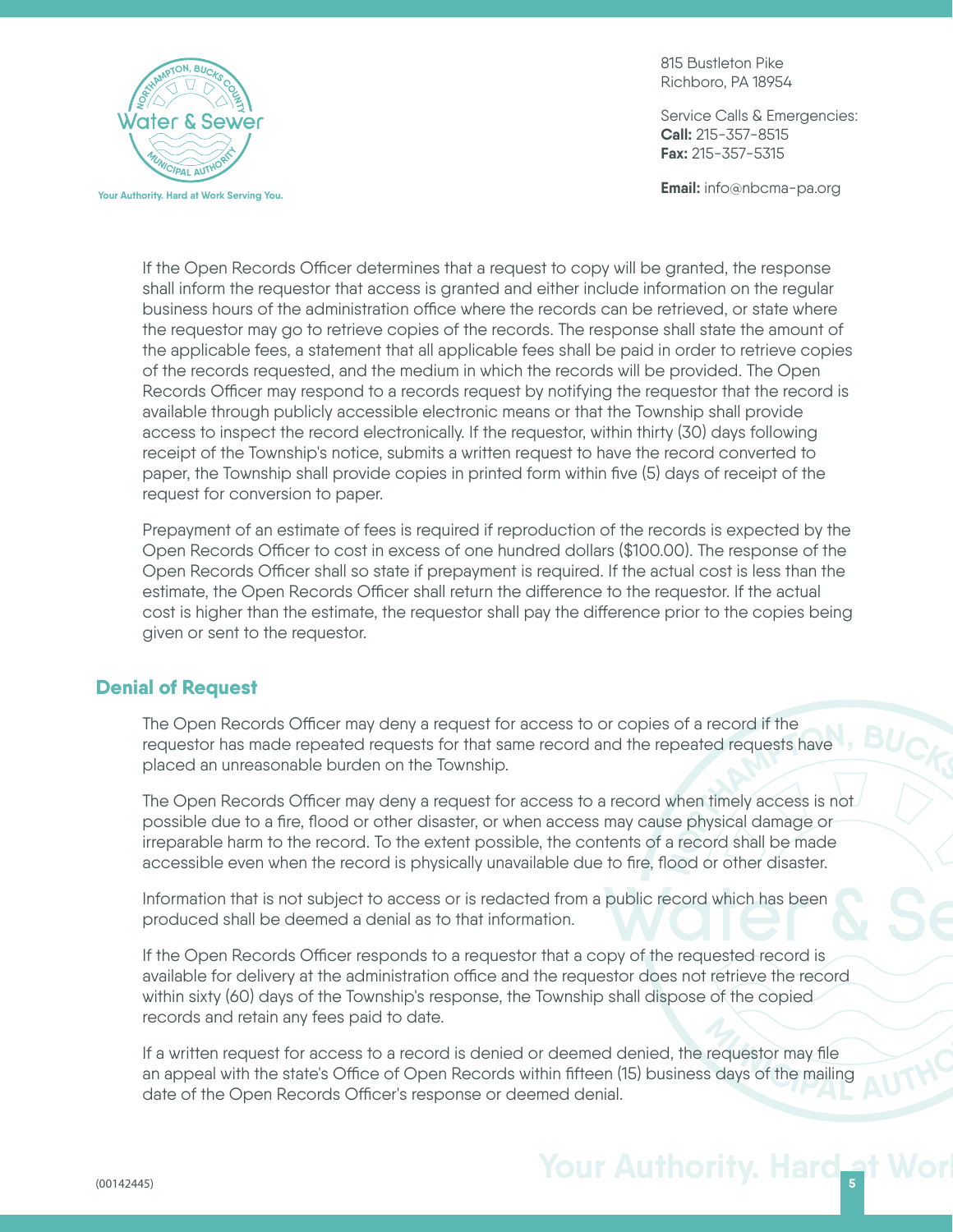If the Open Records Officer determines that a request to copy will be granted, the response shall inform the requestor that access is granted and either include information on the regular business hours of the administration office where the records can be retrieved, or state where the requestor may go to retrieve copies of the records. The response shall state the amount of the applicable fees, a statement that all applicable fees shall be paid in order to retrieve copies of the records requested, and the medium in which the records will be provided. The Open Records Officer may respond to a records request by notifying the requestor that the record is available through publicly accessible electronic means or that the Township shall provide access to inspect the record electronically. If the requestor, within thirty (30) days following receipt of the Township's notice, submits a written request to have the record converted to paper, the Township shall provide copies in printed form within five (5) days of receipt of the request for conversion to paper.

Prepayment of an estimate of fees is required if reproduction of the records is expected by the Open Records Officer to cost in excess of one hundred dollars ($100.00). The response of the Open Records Officer shall so state if prepayment is required. If the actual cost is less than the estimate, the Open Records Officer shall return the difference to the requestor. If the actual cost is higher than the estimate, the requestor shall pay the difference prior to the copies being given or sent to the requestor.

## Denial of Request

The Open Records Officer may deny a request for access to or copies of a record if the requestor has made repeated requests for that same record and the repeated requests have placed an unreasonable burden on the Township.

The Open Records Officer may deny a request for access to a record when timely access is not possible due to a fire, flood or other disaster, or when access may cause physical damage or irreparable harm to the record. To the extent possible, the contents of a record shall be made accessible even when the record is physically unavailable due to fire, flood or other disaster.

Information that is not subject to access or is redacted from a public record which has been produced shall be deemed a denial as to that information.

If the Open Records Officer responds to a requestor that a copy of the requested record is available for delivery at the administration office and the requestor does not retrieve the record within sixty (60) days of the Township's response, the Township shall dispose of the copied records and retain any fees paid to date.

If a written request for access to a record is denied or deemed denied, the requestor may file an appeal with the state's Office of Open Records within fifteen (15) business days of the mailing date of the Open Records Officer's response or deemed denial.

(00142445)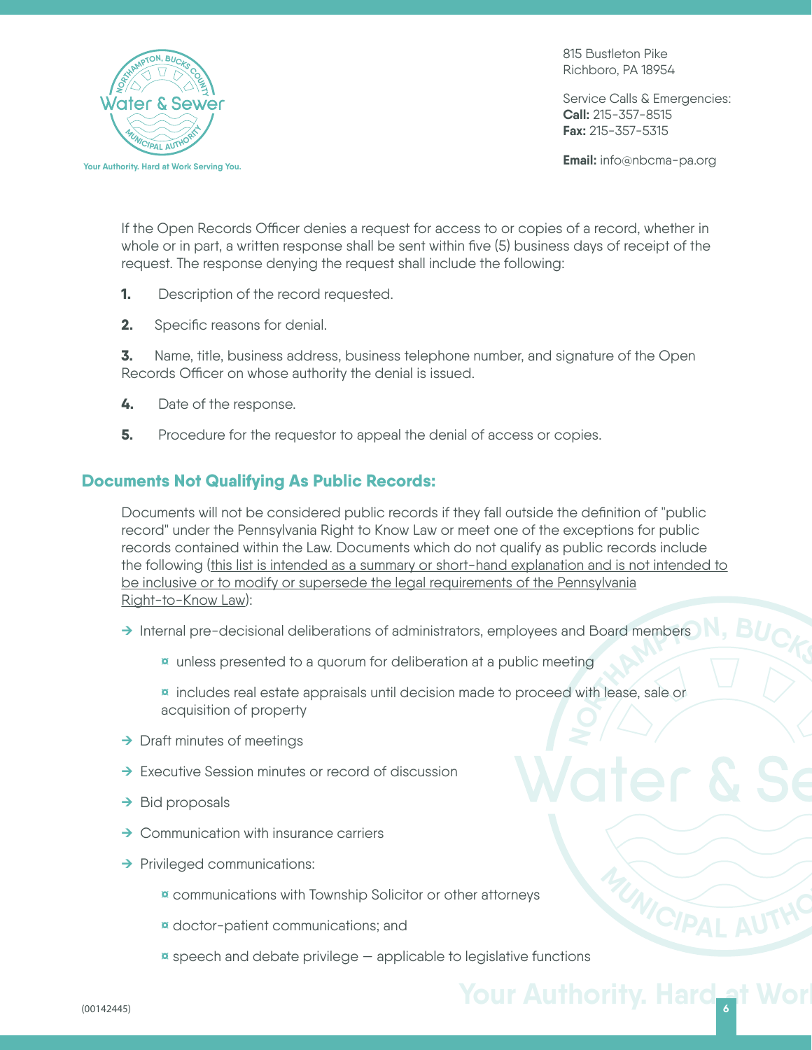If the Open Records Officer denies a request for access to or copies of a record, whether in whole or in part, a written response shall be sent within five (5) business days of receipt of the request. The response denying the request shall include the following:

1. Description of the record requested.
2. Specific reasons for denial.
3. Name, title, business address, business telephone number, and signature of the Open Records Officer on whose authority the denial is issued.
4. Date of the response.
5. Procedure for the requestor to appeal the denial of access or copies.

## Documents Not Qualifying As Public Records:

Documents will not be considered public records if they fall outside the definition of "public record" under the Pennsylvania Right to Know Law or meet one of the exceptions for public records contained within the Law. Documents which do not qualify as public records include the following (<u>this list is intended as a summary or short-hand explanation and is not intended to be inclusive or to modify or supersede the legal requirements of the Pennsylvania Right-to-Know Law</u>):

- Internal pre-decisional deliberations of administrators, employees and Board members
  - unless presented to a quorum for deliberation at a public meeting
  - includes real estate appraisals until decision made to proceed with lease, sale or acquisition of property
- Draft minutes of meetings
- Executive Session minutes or record of discussion
- Bid proposals
- Communication with insurance carriers
- Privileged communications:
  - communications with Township Solicitor or other attorneys
  - doctor-patient communications; and
  - speech and debate privilege — applicable to legislative functions

(00142445)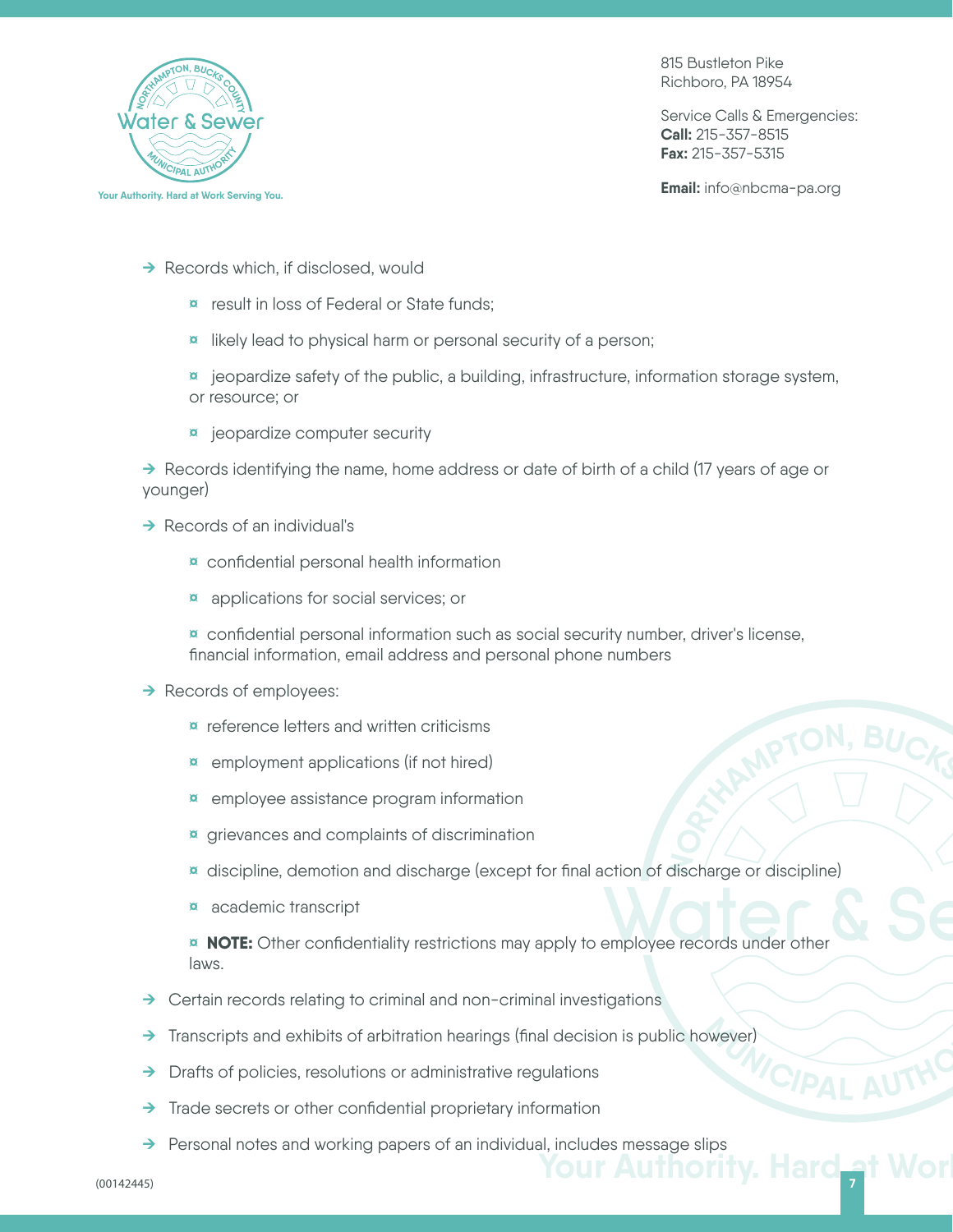- Records which, if disclosed, would
  - result in loss of Federal or State funds;
  - likely lead to physical harm or personal security of a person;
  - jeopardize safety of the public, a building, infrastructure, information storage system, or resource; or
  - jeopardize computer security
- Records identifying the name, home address or date of birth of a child (17 years of age or younger)
- Records of an individual's
  - confidential personal health information
  - applications for social services; or
  - confidential personal information such as social security number, driver's license, financial information, email address and personal phone numbers
- Records of employees:
  - reference letters and written criticisms
  - employment applications (if not hired)
  - employee assistance program information
  - grievances and complaints of discrimination
  - discipline, demotion and discharge (except for final action of discharge or discipline)
  - academic transcript
  - **NOTE:** Other confidentiality restrictions may apply to employee records under other laws.
- Certain records relating to criminal and non-criminal investigations
- Transcripts and exhibits of arbitration hearings (final decision is public however)
- Drafts of policies, resolutions or administrative regulations
- Trade secrets or other confidential proprietary information
- Personal notes and working papers of an individual, includes message slips

(00142445)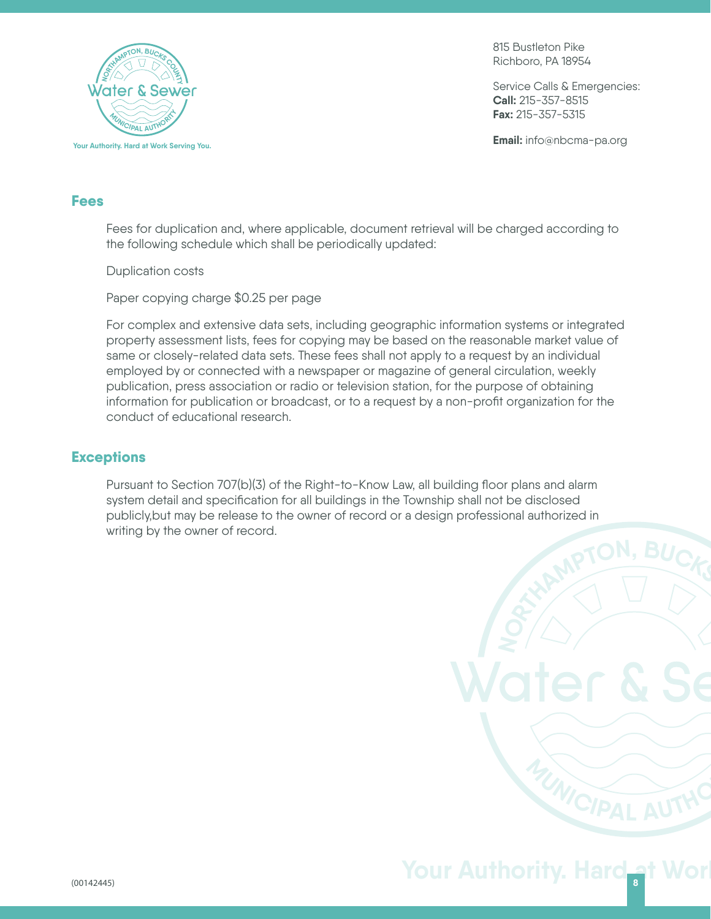## Fees

Fees for duplication and, where applicable, document retrieval will be charged according to the following schedule which shall be periodically updated:

Duplication costs

Paper copying charge $0.25 per page

For complex and extensive data sets, including geographic information systems or integrated property assessment lists, fees for copying may be based on the reasonable market value of same or closely-related data sets. These fees shall not apply to a request by an individual employed by or connected with a newspaper or magazine of general circulation, weekly publication, press association or radio or television station, for the purpose of obtaining information for publication or broadcast, or to a request by a non-profit organization for the conduct of educational research.

## Exceptions

Pursuant to Section 707(b)(3) of the Right-to-Know Law, all building floor plans and alarm system detail and specification for all buildings in the Township shall not be disclosed publicly,but may be release to the owner of record or a design professional authorized in writing by the owner of record.

(00142445)